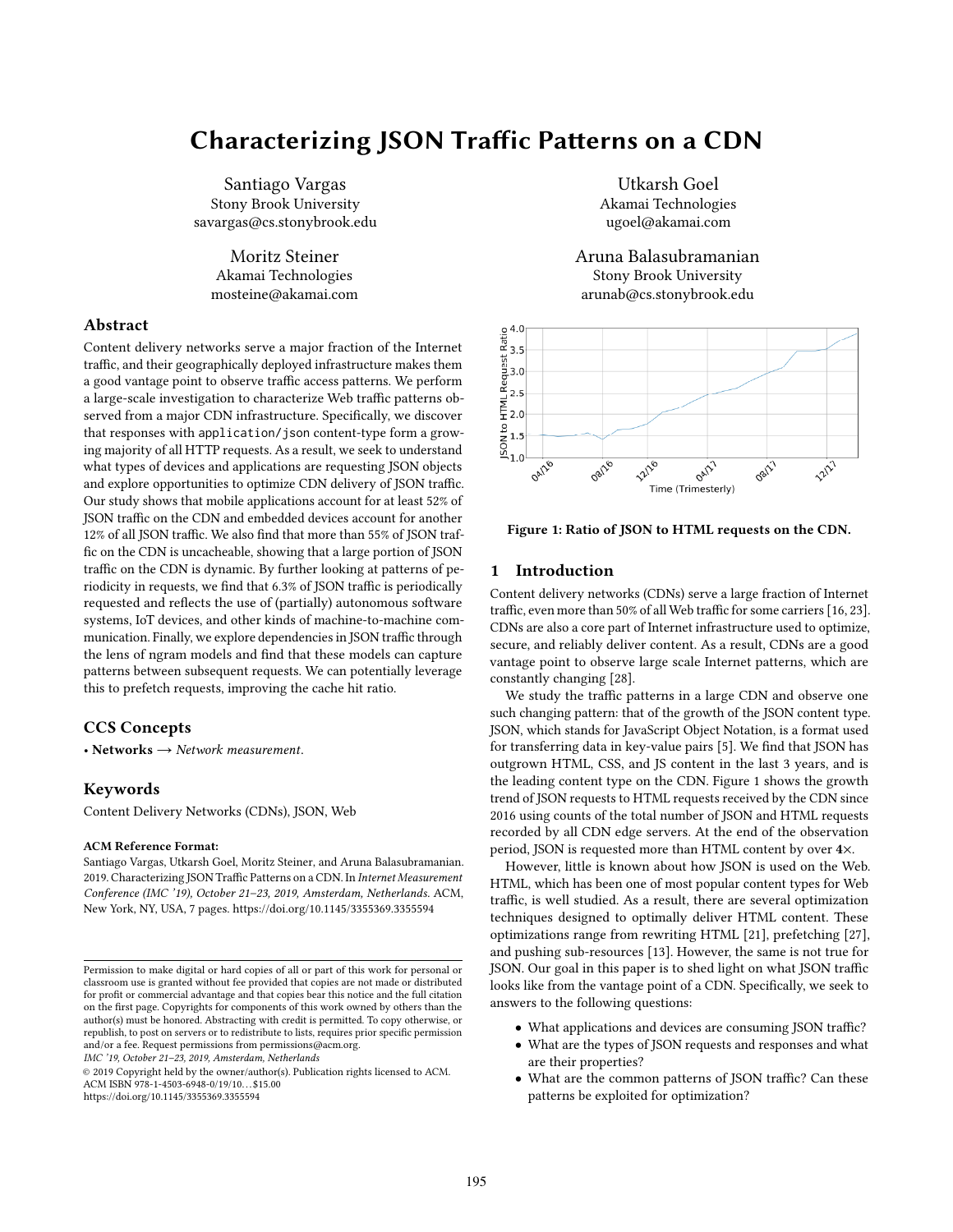# Characterizing JSON Traffic Patterns on a CDN

Santiago Vargas
Stony Brook University
savargas@cs.stonybrook.edu

Utkarsh Goel
Akamai Technologies
ugoel@akamai.com

Moritz Steiner
Akamai Technologies
mosteine@akamai.com

Aruna Balasubramanian
Stony Brook University
arunab@cs.stonybrook.edu

## Abstract

Content delivery networks serve a major fraction of the Internet traffic, and their geographically deployed infrastructure makes them a good vantage point to observe traffic access patterns. We perform a large-scale investigation to characterize Web traffic patterns observed from a major CDN infrastructure. Specifically, we discover that responses with `application/json` content-type form a growing majority of all HTTP requests. As a result, we seek to understand what types of devices and applications are requesting JSON objects and explore opportunities to optimize CDN delivery of JSON traffic. Our study shows that mobile applications account for at least 52% of JSON traffic on the CDN and embedded devices account for another 12% of all JSON traffic. We also find that more than 55% of JSON traffic on the CDN is uncacheable, showing that a large portion of JSON traffic on the CDN is dynamic. By further looking at patterns of periodicity in requests, we find that 6.3% of JSON traffic is periodically requested and reflects the use of (partially) autonomous software systems, IoT devices, and other kinds of machine-to-machine communication. Finally, we explore dependencies in JSON traffic through the lens of ngram models and find that these models can capture patterns between subsequent requests. We can potentially leverage this to prefetch requests, improving the cache hit ratio.

## CCS Concepts

• **Networks** → *Network measurement*.

## Keywords

Content Delivery Networks (CDNs), JSON, Web

**ACM Reference Format:**

Santiago Vargas, Utkarsh Goel, Moritz Steiner, and Aruna Balasubramanian. 2019. Characterizing JSON Traffic Patterns on a CDN. In *Internet Measurement Conference (IMC '19), October 21–23, 2019, Amsterdam, Netherlands.* ACM, New York, NY, USA, 7 pages. https://doi.org/10.1145/3355369.3355594

Permission to make digital or hard copies of all or part of this work for personal or classroom use is granted without fee provided that copies are not made or distributed for profit or commercial advantage and that copies bear this notice and the full citation on the first page. Copyrights for components of this work owned by others than the author(s) must be honored. Abstracting with credit is permitted. To copy otherwise, or republish, to post on servers or to redistribute to lists, requires prior specific permission and/or a fee. Request permissions from permissions@acm.org.
*IMC '19, October 21–23, 2019, Amsterdam, Netherlands*
© 2019 Copyright held by the owner/author(s). Publication rights licensed to ACM.
ACM ISBN 978-1-4503-6948-0/19/10...$15.00
https://doi.org/10.1145/3355369.3355594

**Figure 1: Ratio of JSON to HTML requests on the CDN.**

## 1 Introduction

Content delivery networks (CDNs) serve a large fraction of Internet traffic, even more than 50% of all Web traffic for some carriers [16, 23]. CDNs are also a core part of Internet infrastructure used to optimize, secure, and reliably deliver content. As a result, CDNs are a good vantage point to observe large scale Internet patterns, which are constantly changing [28].

We study the traffic patterns in a large CDN and observe one such changing pattern: that of the growth of the JSON content type. JSON, which stands for JavaScript Object Notation, is a format used for transferring data in key-value pairs [5]. We find that JSON has outgrown HTML, CSS, and JS content in the last 3 years, and is the leading content type on the CDN. Figure 1 shows the growth trend of JSON requests to HTML requests received by the CDN since 2016 using counts of the total number of JSON and HTML requests recorded by all CDN edge servers. At the end of the observation period, JSON is requested more than HTML content by over **4**×.

However, little is known about how JSON is used on the Web. HTML, which has been one of most popular content types for Web traffic, is well studied. As a result, there are several optimization techniques designed to optimally deliver HTML content. These optimizations range from rewriting HTML [21], prefetching [27], and pushing sub-resources [13]. However, the same is not true for JSON. Our goal in this paper is to shed light on what JSON traffic looks like from the vantage point of a CDN. Specifically, we seek to answers to the following questions:

- What applications and devices are consuming JSON traffic?
- What are the types of JSON requests and responses and what are their properties?
- What are the common patterns of JSON traffic? Can these patterns be exploited for optimization?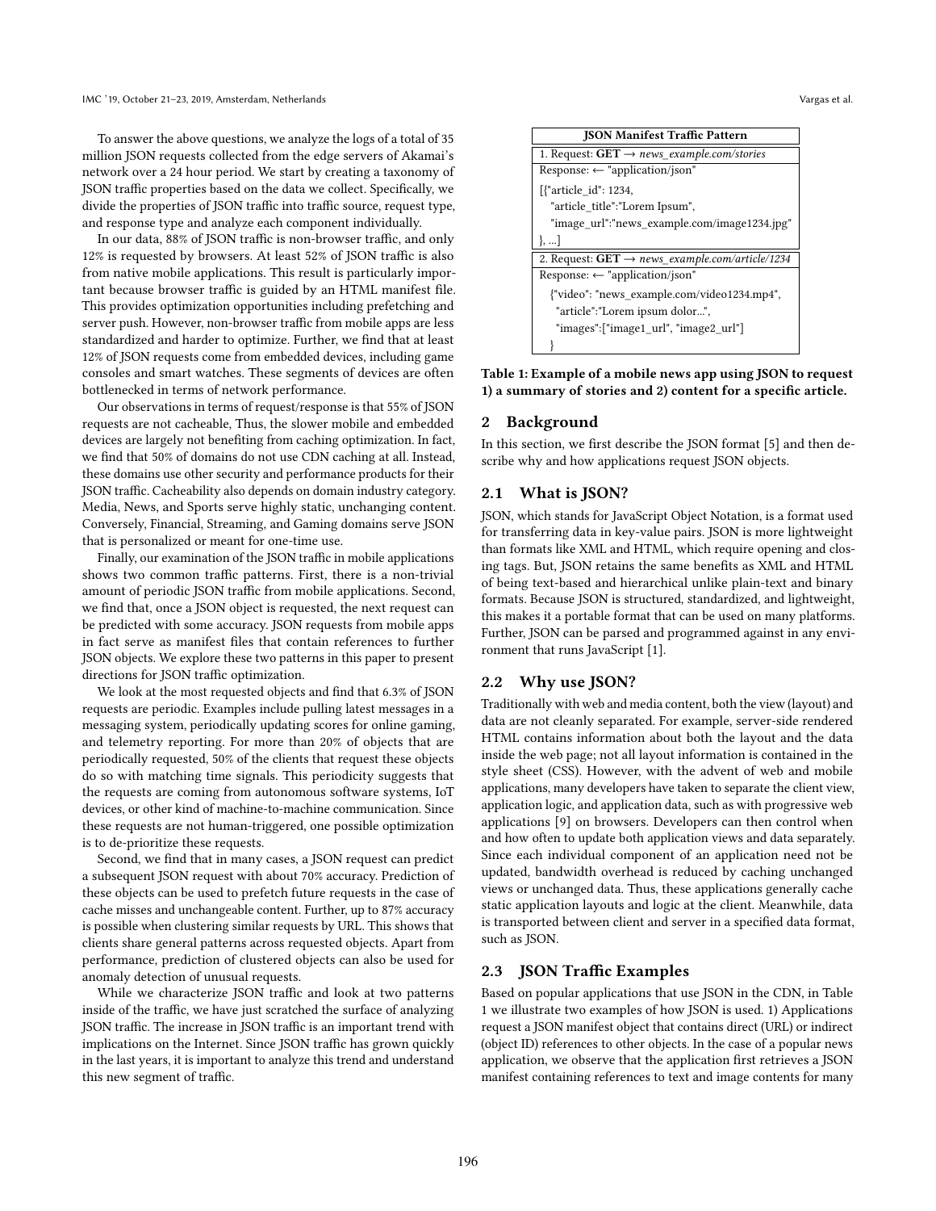To answer the above questions, we analyze the logs of a total of 35 million JSON requests collected from the edge servers of Akamai's network over a 24 hour period. We start by creating a taxonomy of JSON traffic properties based on the data we collect. Specifically, we divide the properties of JSON traffic into traffic source, request type, and response type and analyze each component individually.

In our data, 88% of JSON traffic is non-browser traffic, and only 12% is requested by browsers. At least 52% of JSON traffic is also from native mobile applications. This result is particularly important because browser traffic is guided by an HTML manifest file. This provides optimization opportunities including prefetching and server push. However, non-browser traffic from mobile apps are less standardized and harder to optimize. Further, we find that at least 12% of JSON requests come from embedded devices, including game consoles and smart watches. These segments of devices are often bottlenecked in terms of network performance.

Our observations in terms of request/response is that 55% of JSON requests are not cacheable, Thus, the slower mobile and embedded devices are largely not benefiting from caching optimization. In fact, we find that 50% of domains do not use CDN caching at all. Instead, these domains use other security and performance products for their JSON traffic. Cacheability also depends on domain industry category. Media, News, and Sports serve highly static, unchanging content. Conversely, Financial, Streaming, and Gaming domains serve JSON that is personalized or meant for one-time use.

Finally, our examination of the JSON traffic in mobile applications shows two common traffic patterns. First, there is a non-trivial amount of periodic JSON traffic from mobile applications. Second, we find that, once a JSON object is requested, the next request can be predicted with some accuracy. JSON requests from mobile apps in fact serve as manifest files that contain references to further JSON objects. We explore these two patterns in this paper to present directions for JSON traffic optimization.

We look at the most requested objects and find that 6.3% of JSON requests are periodic. Examples include pulling latest messages in a messaging system, periodically updating scores for online gaming, and telemetry reporting. For more than 20% of objects that are periodically requested, 50% of the clients that request these objects do so with matching time signals. This periodicity suggests that the requests are coming from autonomous software systems, IoT devices, or other kind of machine-to-machine communication. Since these requests are not human-triggered, one possible optimization is to de-prioritize these requests.

Second, we find that in many cases, a JSON request can predict a subsequent JSON request with about 70% accuracy. Prediction of these objects can be used to prefetch future requests in the case of cache misses and unchangeable content. Further, up to 87% accuracy is possible when clustering similar requests by URL. This shows that clients share general patterns across requested objects. Apart from performance, prediction of clustered objects can also be used for anomaly detection of unusual requests.

While we characterize JSON traffic and look at two patterns inside of the traffic, we have just scratched the surface of analyzing JSON traffic. The increase in JSON traffic is an important trend with implications on the Internet. Since JSON traffic has grown quickly in the last years, it is important to analyze this trend and understand this new segment of traffic.

| **JSON Manifest Traffic Pattern** |
|---|
| 1. Request: **GET** ⟶ *news_example.com/stories* |
| Response: ⟵ "application/json" |
| [{"article_id": 1234, "article_title":"Lorem Ipsum", "image_url":"news_example.com/image1234.jpg" }, ...] |
| 2. Request: **GET** ⟶ *news_example.com/article/1234* |
| Response: ⟵ "application/json" |
| {"video": "news_example.com/video1234.mp4", "article":"Lorem ipsum dolor...", "images":["image1_url", "image2_url"] } |

**Table 1: Example of a mobile news app using JSON to request 1) a summary of stories and 2) content for a specific article.**

## 2 Background

In this section, we first describe the JSON format [5] and then describe why and how applications request JSON objects.

### 2.1 What is JSON?

JSON, which stands for JavaScript Object Notation, is a format used for transferring data in key-value pairs. JSON is more lightweight than formats like XML and HTML, which require opening and closing tags. But, JSON retains the same benefits as XML and HTML of being text-based and hierarchical unlike plain-text and binary formats. Because JSON is structured, standardized, and lightweight, this makes it a portable format that can be used on many platforms. Further, JSON can be parsed and programmed against in any environment that runs JavaScript [1].

### 2.2 Why use JSON?

Traditionally with web and media content, both the view (layout) and data are not cleanly separated. For example, server-side rendered HTML contains information about both the layout and the data inside the web page; not all layout information is contained in the style sheet (CSS). However, with the advent of web and mobile applications, many developers have taken to separate the client view, application logic, and application data, such as with progressive web applications [9] on browsers. Developers can then control when and how often to update both application views and data separately. Since each individual component of an application need not be updated, bandwidth overhead is reduced by caching unchanged views or unchanged data. Thus, these applications generally cache static application layouts and logic at the client. Meanwhile, data is transported between client and server in a specified data format, such as JSON.

### 2.3 JSON Traffic Examples

Based on popular applications that use JSON in the CDN, in Table 1 we illustrate two examples of how JSON is used. 1) Applications request a JSON manifest object that contains direct (URL) or indirect (object ID) references to other objects. In the case of a popular news application, we observe that the application first retrieves a JSON manifest containing references to text and image contents for many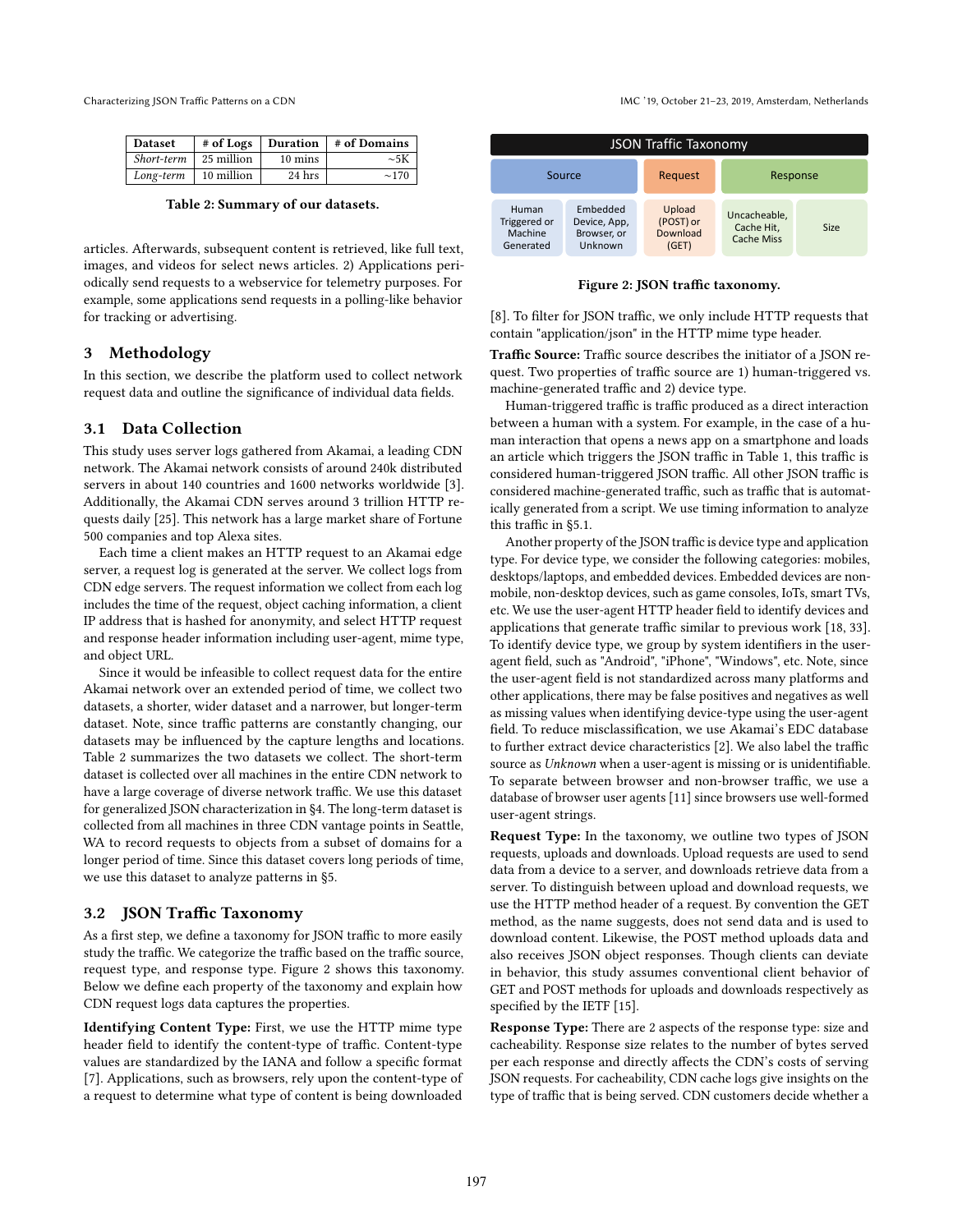| Dataset | # of Logs | Duration | # of Domains |
|---|---|---|---|
| *Short-term* | 25 million | 10 mins | ~5K |
| *Long-term* | 10 million | 24 hrs | ~170 |

**Table 2: Summary of our datasets.**

articles. Afterwards, subsequent content is retrieved, like full text, images, and videos for select news articles. 2) Applications periodically send requests to a webservice for telemetry purposes. For example, some applications send requests in a polling-like behavior for tracking or advertising.

## 3 Methodology

In this section, we describe the platform used to collect network request data and outline the significance of individual data fields.

### 3.1 Data Collection

This study uses server logs gathered from Akamai, a leading CDN network. The Akamai network consists of around 240k distributed servers in about 140 countries and 1600 networks worldwide [3]. Additionally, the Akamai CDN serves around 3 trillion HTTP requests daily [25]. This network has a large market share of Fortune 500 companies and top Alexa sites.

Each time a client makes an HTTP request to an Akamai edge server, a request log is generated at the server. We collect logs from CDN edge servers. The request information we collect from each log includes the time of the request, object caching information, a client IP address that is hashed for anonymity, and select HTTP request and response header information including user-agent, mime type, and object URL.

Since it would be infeasible to collect request data for the entire Akamai network over an extended period of time, we collect two datasets, a shorter, wider dataset and a narrower, but longer-term dataset. Note, since traffic patterns are constantly changing, our datasets may be influenced by the capture lengths and locations. Table 2 summarizes the two datasets we collect. The short-term dataset is collected over all machines in the entire CDN network to have a large coverage of diverse network traffic. We use this dataset for generalized JSON characterization in §4. The long-term dataset is collected from all machines in three CDN vantage points in Seattle, WA to record requests to objects from a subset of domains for a longer period of time. Since this dataset covers long periods of time, we use this dataset to analyze patterns in §5.

### 3.2 JSON Traffic Taxonomy

As a first step, we define a taxonomy for JSON traffic to more easily study the traffic. We categorize the traffic based on the traffic source, request type, and response type. Figure 2 shows this taxonomy. Below we define each property of the taxonomy and explain how CDN request logs data captures the properties.

**Identifying Content Type:** First, we use the HTTP mime type header field to identify the content-type of traffic. Content-type values are standardized by the IANA and follow a specific format [7]. Applications, such as browsers, rely upon the content-type of a request to determine what type of content is being downloaded [8]. To filter for JSON traffic, we only include HTTP requests that contain "application/json" in the HTTP mime type header.

| JSON Traffic Taxonomy | | | | |
|---|---|---|---|---|
| Source | | Request | Response | |
| Human Triggered or Machine Generated | Embedded Device, App, Browser, or Unknown | Upload (POST) or Download (GET) | Uncacheable, Cache Hit, Cache Miss | Size |

**Figure 2: JSON traffic taxonomy.**

**Traffic Source:** Traffic source describes the initiator of a JSON request. Two properties of traffic source are 1) human-triggered vs. machine-generated traffic and 2) device type.

Human-triggered traffic is traffic produced as a direct interaction between a human with a system. For example, in the case of a human interaction that opens a news app on a smartphone and loads an article which triggers the JSON traffic in Table 1, this traffic is considered human-triggered JSON traffic. All other JSON traffic is considered machine-generated traffic, such as traffic that is automatically generated from a script. We use timing information to analyze this traffic in §5.1.

Another property of the JSON traffic is device type and application type. For device type, we consider the following categories: mobiles, desktops/laptops, and embedded devices. Embedded devices are non-mobile, non-desktop devices, such as game consoles, IoTs, smart TVs, etc. We use the user-agent HTTP header field to identify devices and applications that generate traffic similar to previous work [18, 33]. To identify device type, we group by system identifiers in the user-agent field, such as "Android", "iPhone", "Windows", etc. Note, since the user-agent field is not standardized across many platforms and other applications, there may be false positives and negatives as well as missing values when identifying device-type using the user-agent field. To reduce misclassification, we use Akamai's EDC database to further extract device characteristics [2]. We also label the traffic source as *Unknown* when a user-agent is missing or is unidentifiable. To separate between browser and non-browser traffic, we use a database of browser user agents [11] since browsers use well-formed user-agent strings.

**Request Type:** In the taxonomy, we outline two types of JSON requests, uploads and downloads. Upload requests are used to send data from a device to a server, and downloads retrieve data from a server. To distinguish between upload and download requests, we use the HTTP method header of a request. By convention the GET method, as the name suggests, does not send data and is used to download content. Likewise, the POST method uploads data and also receives JSON object responses. Though clients can deviate in behavior, this study assumes conventional client behavior of GET and POST methods for uploads and downloads respectively as specified by the IETF [15].

**Response Type:** There are 2 aspects of the response type: size and cacheability. Response size relates to the number of bytes served per each response and directly affects the CDN's costs of serving JSON requests. For cacheability, CDN cache logs give insights on the type of traffic that is being served. CDN customers decide whether a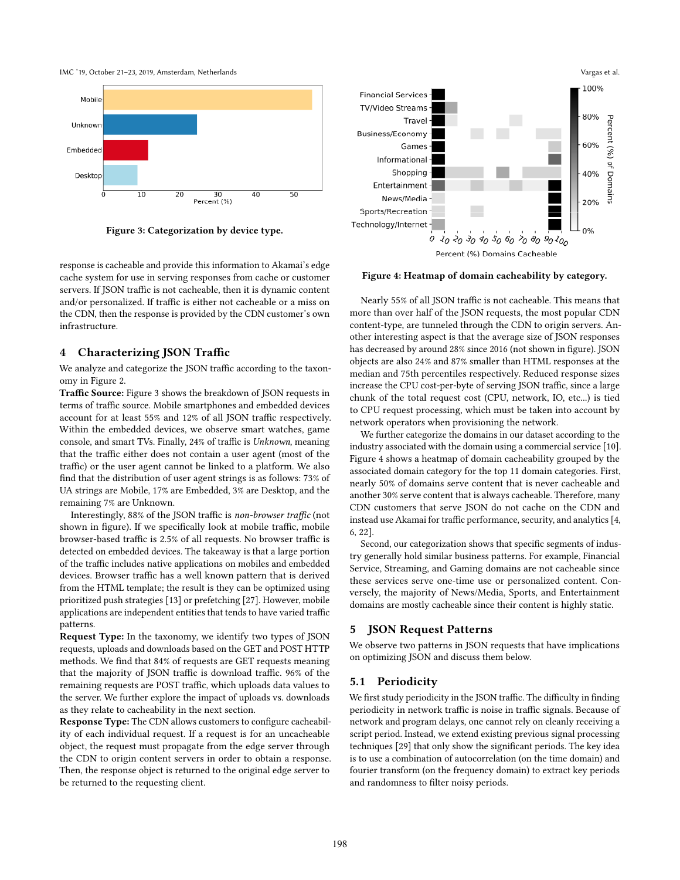Figure 3: Categorization by device type.

response is cacheable and provide this information to Akamai's edge cache system for use in serving responses from cache or customer servers. If JSON traffic is not cacheable, then it is dynamic content and/or personalized. If traffic is either not cacheable or a miss on the CDN, then the response is provided by the CDN customer's own infrastructure.

## 4 Characterizing JSON Traffic

We analyze and categorize the JSON traffic according to the taxonomy in Figure 2.

**Traffic Source:** Figure 3 shows the breakdown of JSON requests in terms of traffic source. Mobile smartphones and embedded devices account for at least 55% and 12% of all JSON traffic respectively. Within the embedded devices, we observe smart watches, game console, and smart TVs. Finally, 24% of traffic is *Unknown*, meaning that the traffic either does not contain a user agent (most of the traffic) or the user agent cannot be linked to a platform. We also find that the distribution of user agent strings is as follows: 73% of UA strings are Mobile, 17% are Embedded, 3% are Desktop, and the remaining 7% are Unknown.

Interestingly, 88% of the JSON traffic is *non-browser traffic* (not shown in figure). If we specifically look at mobile traffic, mobile browser-based traffic is 2.5% of all requests. No browser traffic is detected on embedded devices. The takeaway is that a large portion of the traffic includes native applications on mobiles and embedded devices. Browser traffic has a well known pattern that is derived from the HTML template; the result is they can be optimized using prioritized push strategies [13] or prefetching [27]. However, mobile applications are independent entities that tends to have varied traffic patterns.

**Request Type:** In the taxonomy, we identify two types of JSON requests, uploads and downloads based on the GET and POST HTTP methods. We find that 84% of requests are GET requests meaning that the majority of JSON traffic is download traffic. 96% of the remaining requests are POST traffic, which uploads data values to the server. We further explore the impact of uploads vs. downloads as they relate to cacheability in the next section.

**Response Type:** The CDN allows customers to configure cacheability of each individual request. If a request is for an uncacheable object, the request must propagate from the edge server through the CDN to origin content servers in order to obtain a response. Then, the response object is returned to the original edge server to be returned to the requesting client.

Figure 4: Heatmap of domain cacheability by category.

Nearly 55% of all JSON traffic is not cacheable. This means that more than over half of the JSON requests, the most popular CDN content-type, are tunneled through the CDN to origin servers. Another interesting aspect is that the average size of JSON responses has decreased by around 28% since 2016 (not shown in figure). JSON objects are also 24% and 87% smaller than HTML responses at the median and 75th percentiles respectively. Reduced response sizes increase the CPU cost-per-byte of serving JSON traffic, since a large chunk of the total request cost (CPU, network, IO, etc...) is tied to CPU request processing, which must be taken into account by network operators when provisioning the network.

We further categorize the domains in our dataset according to the industry associated with the domain using a commercial service [10]. Figure 4 shows a heatmap of domain cacheability grouped by the associated domain category for the top 11 domain categories. First, nearly 50% of domains serve content that is never cacheable and another 30% serve content that is always cacheable. Therefore, many CDN customers that serve JSON do not cache on the CDN and instead use Akamai for traffic performance, security, and analytics [4, 6, 22].

Second, our categorization shows that specific segments of industry generally hold similar business patterns. For example, Financial Service, Streaming, and Gaming domains are not cacheable since these services serve one-time use or personalized content. Conversely, the majority of News/Media, Sports, and Entertainment domains are mostly cacheable since their content is highly static.

## 5 JSON Request Patterns

We observe two patterns in JSON requests that have implications on optimizing JSON and discuss them below.

### 5.1 Periodicity

We first study periodicity in the JSON traffic. The difficulty in finding periodicity in network traffic is noise in traffic signals. Because of network and program delays, one cannot rely on cleanly receiving a script period. Instead, we extend existing previous signal processing techniques [29] that only show the significant periods. The key idea is to use a combination of autocorrelation (on the time domain) and fourier transform (on the frequency domain) to extract key periods and randomness to filter noisy periods.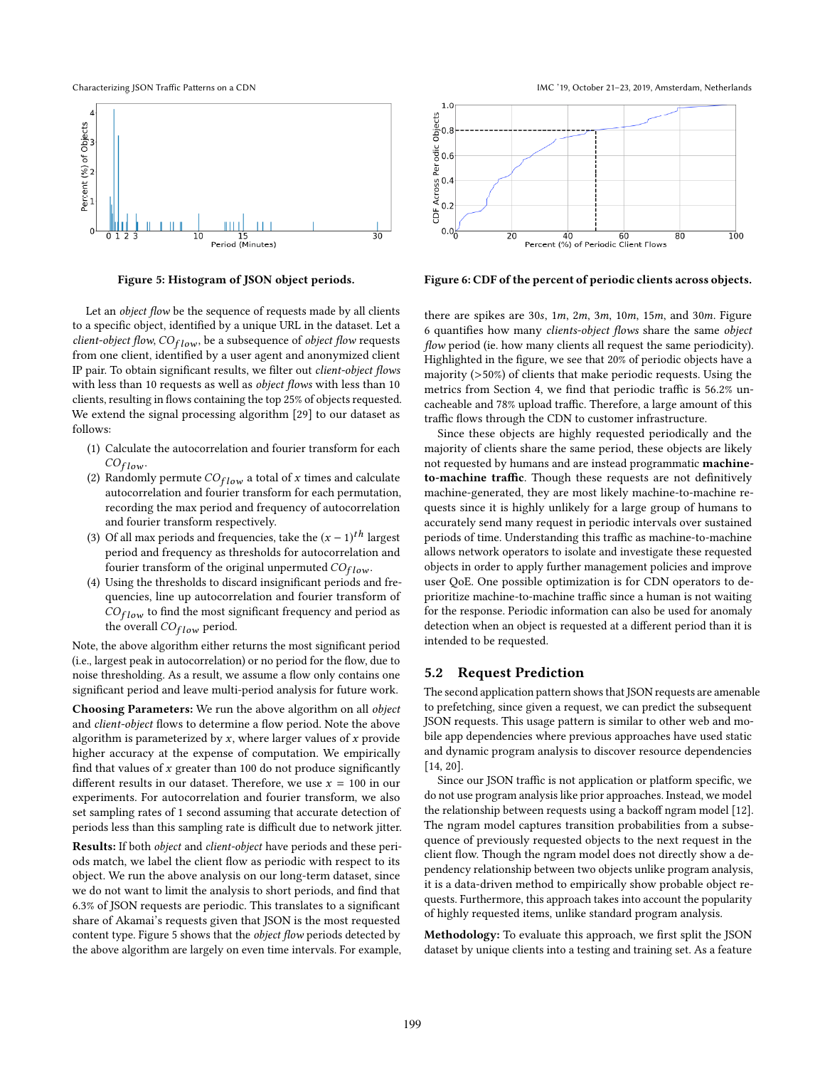Figure 5: Histogram of JSON object periods.

Figure 6: CDF of the percent of periodic clients across objects.

Let an *object flow* be the sequence of requests made by all clients to a specific object, identified by a unique URL in the dataset. Let a *client-object flow*, $CO_{flow}$, be a subsequence of *object flow* requests from one client, identified by a user agent and anonymized client IP pair. To obtain significant results, we filter out *client-object flows* with less than 10 requests as well as *object flows* with less than 10 clients, resulting in flows containing the top 25% of objects requested. We extend the signal processing algorithm [29] to our dataset as follows:

1. Calculate the autocorrelation and fourier transform for each $CO_{flow}$.
2. Randomly permute $CO_{flow}$ a total of $x$ times and calculate autocorrelation and fourier transform for each permutation, recording the max period and frequency of autocorrelation and fourier transform respectively.
3. Of all max periods and frequencies, take the $(x-1)^{th}$ largest period and frequency as thresholds for autocorrelation and fourier transform of the original unpermuted $CO_{flow}$.
4. Using the thresholds to discard insignificant periods and frequencies, line up autocorrelation and fourier transform of $CO_{flow}$ to find the most significant frequency and period as the overall $CO_{flow}$ period.

Note, the above algorithm either returns the most significant period (i.e., largest peak in autocorrelation) or no period for the flow, due to noise thresholding. As a result, we assume a flow only contains one significant period and leave multi-period analysis for future work.

**Choosing Parameters:** We run the above algorithm on all *object* and *client-object* flows to determine a flow period. Note the above algorithm is parameterized by $x$, where larger values of $x$ provide higher accuracy at the expense of computation. We empirically find that values of $x$ greater than 100 do not produce significantly different results in our dataset. Therefore, we use $x = 100$ in our experiments. For autocorrelation and fourier transform, we also set sampling rates of 1 second assuming that accurate detection of periods less than this sampling rate is difficult due to network jitter.

**Results:** If both *object* and *client-object* have periods and these periods match, we label the client flow as periodic with respect to its object. We run the above analysis on our long-term dataset, since we do not want to limit the analysis to short periods, and find that 6.3% of JSON requests are periodic. This translates to a significant share of Akamai's requests given that JSON is the most requested content type. Figure 5 shows that the *object flow* periods detected by the above algorithm are largely on even time intervals. For example, there are spikes are $30s$, $1m$, $2m$, $3m$, $10m$, $15m$, and $30m$. Figure 6 quantifies how many *clients-object flows* share the same *object flow* period (ie. how many clients all request the same periodicity). Highlighted in the figure, we see that 20% of periodic objects have a majority (>50%) of clients that make periodic requests. Using the metrics from Section 4, we find that periodic traffic is 56.2% uncacheable and 78% upload traffic. Therefore, a large amount of this traffic flows through the CDN to customer infrastructure.

Since these objects are highly requested periodically and the majority of clients share the same period, these objects are likely not requested by humans and are instead programmatic **machine-to-machine traffic**. Though these requests are not definitively machine-generated, they are most likely machine-to-machine requests since it is highly unlikely for a large group of humans to accurately send many request in periodic intervals over sustained periods of time. Understanding this traffic as machine-to-machine allows network operators to isolate and investigate these requested objects in order to apply further management policies and improve user QoE. One possible optimization is for CDN operators to de-prioritize machine-to-machine traffic since a human is not waiting for the response. Periodic information can also be used for anomaly detection when an object is requested at a different period than it is intended to be requested.

## 5.2 Request Prediction

The second application pattern shows that JSON requests are amenable to prefetching, since given a request, we can predict the subsequent JSON requests. This usage pattern is similar to other web and mobile app dependencies where previous approaches have used static and dynamic program analysis to discover resource dependencies [14, 20].

Since our JSON traffic is not application or platform specific, we do not use program analysis like prior approaches. Instead, we model the relationship between requests using a backoff ngram model [12]. The ngram model captures transition probabilities from a subsequence of previously requested objects to the next request in the client flow. Though the ngram model does not directly show a dependency relationship between two objects unlike program analysis, it is a data-driven method to empirically show probable object requests. Furthermore, this approach takes into account the popularity of highly requested items, unlike standard program analysis.

**Methodology:** To evaluate this approach, we first split the JSON dataset by unique clients into a testing and training set. As a feature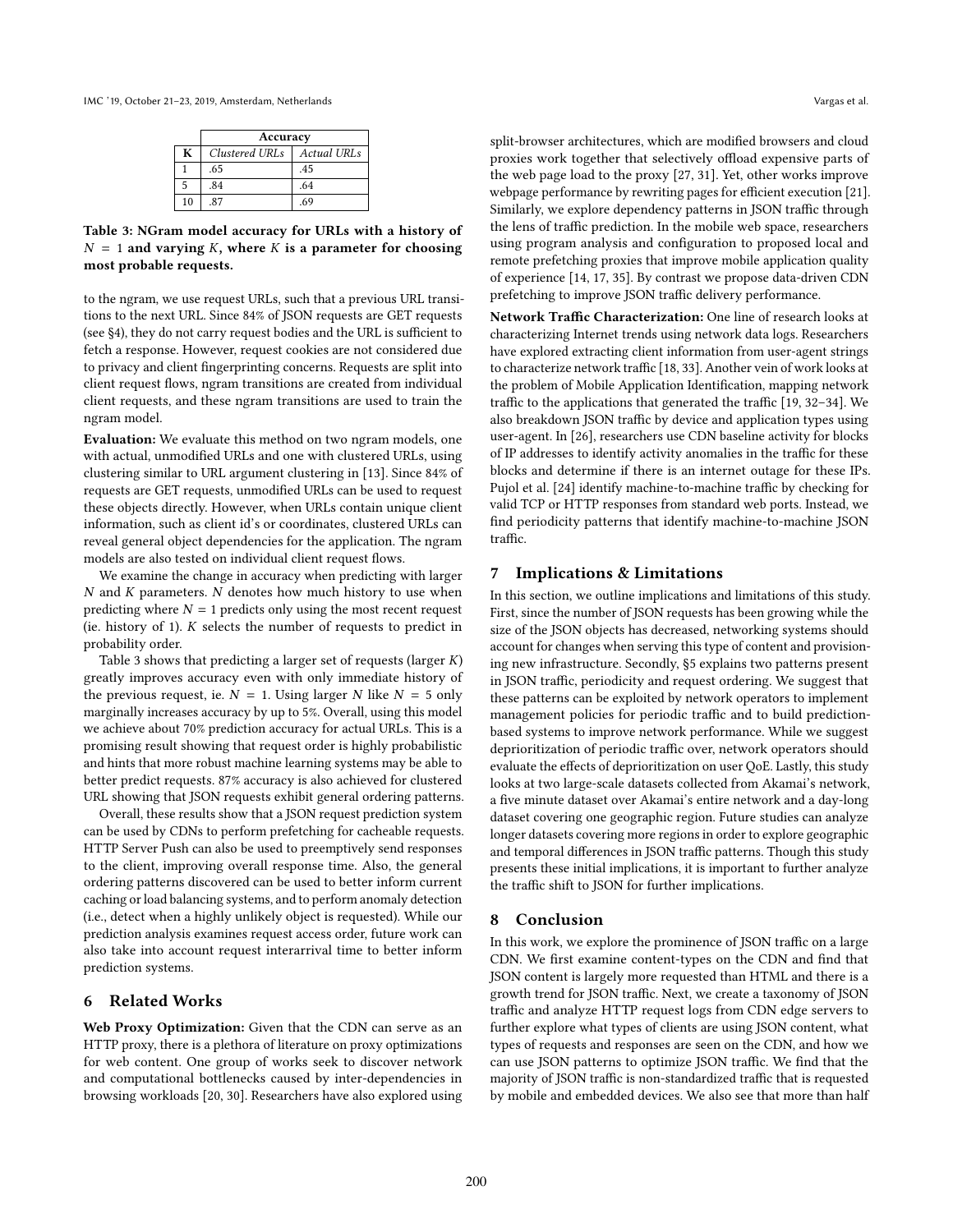| | Accuracy | |
|---|---|---|
| K | *Clustered URLs* | *Actual URLs* |
| 1 | .65 | .45 |
| 5 | .84 | .64 |
| 10 | .87 | .69 |

**Table 3: NGram model accuracy for URLs with a history of $N = 1$ and varying $K$, where $K$ is a parameter for choosing most probable requests.**

to the ngram, we use request URLs, such that a previous URL transitions to the next URL. Since 84% of JSON requests are GET requests (see §4), they do not carry request bodies and the URL is sufficient to fetch a response. However, request cookies are not considered due to privacy and client fingerprinting concerns. Requests are split into client request flows, ngram transitions are created from individual client requests, and these ngram transitions are used to train the ngram model.

**Evaluation:** We evaluate this method on two ngram models, one with actual, unmodified URLs and one with clustered URLs, using clustering similar to URL argument clustering in [13]. Since 84% of requests are GET requests, unmodified URLs can be used to request these objects directly. However, when URLs contain unique client information, such as client id's or coordinates, clustered URLs can reveal general object dependencies for the application. The ngram models are also tested on individual client request flows.

We examine the change in accuracy when predicting with larger $N$ and $K$ parameters. $N$ denotes how much history to use when predicting where $N = 1$ predicts only using the most recent request (ie. history of 1). $K$ selects the number of requests to predict in probability order.

Table 3 shows that predicting a larger set of requests (larger $K$) greatly improves accuracy even with only immediate history of the previous request, ie. $N = 1$. Using larger $N$ like $N = 5$ only marginally increases accuracy by up to 5%. Overall, using this model we achieve about 70% prediction accuracy for actual URLs. This is a promising result showing that request order is highly probabilistic and hints that more robust machine learning systems may be able to better predict requests. 87% accuracy is also achieved for clustered URL showing that JSON requests exhibit general ordering patterns.

Overall, these results show that a JSON request prediction system can be used by CDNs to perform prefetching for cacheable requests. HTTP Server Push can also be used to preemptively send responses to the client, improving overall response time. Also, the general ordering patterns discovered can be used to better inform current caching or load balancing systems, and to perform anomaly detection (i.e., detect when a highly unlikely object is requested). While our prediction analysis examines request access order, future work can also take into account request interarrival time to better inform prediction systems.

## 6 Related Works

**Web Proxy Optimization:** Given that the CDN can serve as an HTTP proxy, there is a plethora of literature on proxy optimizations for web content. One group of works seek to discover network and computational bottlenecks caused by inter-dependencies in browsing workloads [20, 30]. Researchers have also explored using split-browser architectures, which are modified browsers and cloud proxies work together that selectively offload expensive parts of the web page load to the proxy [27, 31]. Yet, other works improve webpage performance by rewriting pages for efficient execution [21]. Similarly, we explore dependency patterns in JSON traffic through the lens of traffic prediction. In the mobile web space, researchers using program analysis and configuration to proposed local and remote prefetching proxies that improve mobile application quality of experience [14, 17, 35]. By contrast we propose data-driven CDN prefetching to improve JSON traffic delivery performance.

**Network Traffic Characterization:** One line of research looks at characterizing Internet trends using network data logs. Researchers have explored extracting client information from user-agent strings to characterize network traffic [18, 33]. Another vein of work looks at the problem of Mobile Application Identification, mapping network traffic to the applications that generated the traffic [19, 32–34]. We also breakdown JSON traffic by device and application types using user-agent. In [26], researchers use CDN baseline activity for blocks of IP addresses to identify activity anomalies in the traffic for these blocks and determine if there is an internet outage for these IPs. Pujol et al. [24] identify machine-to-machine traffic by checking for valid TCP or HTTP responses from standard web ports. Instead, we find periodicity patterns that identify machine-to-machine JSON traffic.

## 7 Implications & Limitations

In this section, we outline implications and limitations of this study. First, since the number of JSON requests has been growing while the size of the JSON objects has decreased, networking systems should account for changes when serving this type of content and provisioning new infrastructure. Secondly, §5 explains two patterns present in JSON traffic, periodicity and request ordering. We suggest that these patterns can be exploited by network operators to implement management policies for periodic traffic and to build prediction-based systems to improve network performance. While we suggest deprioritization of periodic traffic over, network operators should evaluate the effects of deprioritization on user QoE. Lastly, this study looks at two large-scale datasets collected from Akamai's network, a five minute dataset over Akamai's entire network and a day-long dataset covering one geographic region. Future studies can analyze longer datasets covering more regions in order to explore geographic and temporal differences in JSON traffic patterns. Though this study presents these initial implications, it is important to further analyze the traffic shift to JSON for further implications.

## 8 Conclusion

In this work, we explore the prominence of JSON traffic on a large CDN. We first examine content-types on the CDN and find that JSON content is largely more requested than HTML and there is a growth trend for JSON traffic. Next, we create a taxonomy of JSON traffic and analyze HTTP request logs from CDN edge servers to further explore what types of clients are using JSON content, what types of requests and responses are seen on the CDN, and how we can use JSON patterns to optimize JSON traffic. We find that the majority of JSON traffic is non-standardized traffic that is requested by mobile and embedded devices. We also see that more than half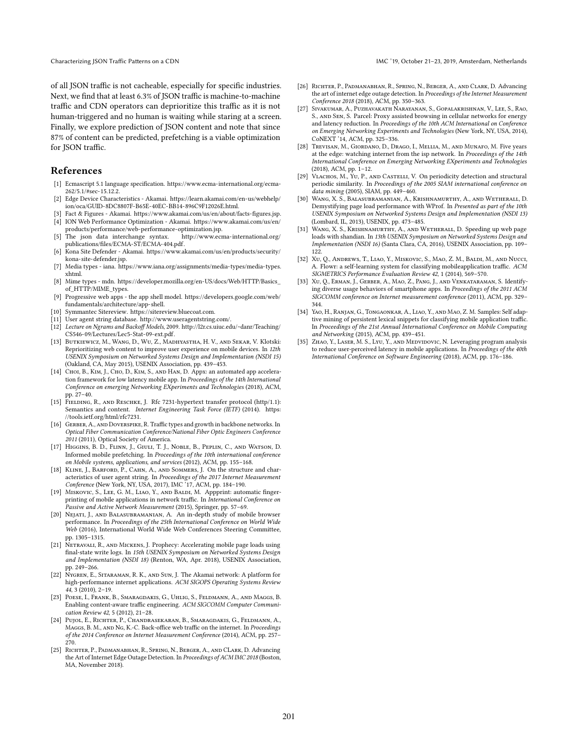of all JSON traffic is not cacheable, especially for specific industries. Next, we find that at least 6.3% of JSON traffic is machine-to-machine traffic and CDN operators can deprioritize this traffic as it is not human-triggered and no human is waiting while staring at a screen. Finally, we explore prediction of JSON content and note that since 87% of content can be predicted, prefetching is a viable optimization for JSON traffic.

## References

[1] Ecmascript 5.1 language specification. https://www.ecma-international.org/ecma-262/5.1/#sec-15.12.2.

[2] Edge Device Characteristics - Akamai. https://learn.akamai.com/en-us/webhelp/ion/oca/GUID-8DC8807F-B65E-40EC-BB14-896C9F12026E.html.

[3] Fact & Figures - Akamai. https://www.akamai.com/us/en/about/facts-figures.jsp.

[4] ION Web Performance Optimization - Akamai. https://www.akamai.com/us/en/products/performance/web-performance-optimization.jsp.

[5] The json data interchange syntax. http://www.ecma-international.org/publications/files/ECMA-ST/ECMA-404.pdf.

[6] Kona Site Defender - Akamai. https://www.akamai.com/us/en/products/security/kona-site-defender.jsp.

[7] Media types - iana. https://www.iana.org/assignments/media-types/media-types.xhtml.

[8] Mime types - mdn. https://developer.mozilla.org/en-US/docs/Web/HTTP/Basics_of_HTTP/MIME_types.

[9] Progressive web apps - the app shell model. https://developers.google.com/web/fundamentals/architecture/app-shell.

[10] Symmantec Sitereview. https://sitereview.bluecoat.com.

[11] User agent string database. http://www.useragentstring.com/.

[12] *Lecture on Ngrams and Backoff Models*, 2009. http://l2r.cs.uiuc.edu/~danr/Teaching/CS546-09/Lectures/Lec5-Stat-09-ext.pdf.

[13] Butkiewicz, M., Wang, D., Wu, Z., Madhyastha, H. V., and Sekar, V. Klotski: Reprioritizing web content to improve user experience on mobile devices. In *12th USENIX Symposium on Networked Systems Design and Implementation (NSDI 15)* (Oakland, CA, May 2015), USENIX Association, pp. 439–453.

[14] Choi, B., Kim, J., Cho, D., Kim, S., and Han, D. Appx: an automated app acceleration framework for low latency mobile app. In *Proceedings of the 14th International Conference on emerging Networking EXperiments and Technologies* (2018), ACM, pp. 27–40.

[15] Fielding, R., and Reschke, J. Rfc 7231-hypertext transfer protocol (http/1.1): Semantics and content. *Internet Engineering Task Force (IETF)* (2014). https://tools.ietf.org/html/rfc7231.

[16] Gerber, A., and Doverspike, R. Traffic types and growth in backbone networks. In *Optical Fiber Communication Conference/National Fiber Optic Engineers Conference 2011* (2011), Optical Society of America.

[17] Higgins, B. D., Flinn, J., Giuli, T. J., Noble, B., Peplin, C., and Watson, D. Informed mobile prefetching. In *Proceedings of the 10th international conference on Mobile systems, applications, and services* (2012), ACM, pp. 155–168.

[18] Kline, J., Barford, P., Cahn, A., and Sommers, J. On the structure and characteristics of user agent string. In *Proceedings of the 2017 Internet Measurement Conference* (New York, NY, USA, 2017), IMC '17, ACM, pp. 184–190.

[19] Miskovic, S., Lee, G. M., Liao, Y., and Baldi, M. Appprint: automatic fingerprinting of mobile applications in network traffic. In *International Conference on Passive and Active Network Measurement* (2015), Springer, pp. 57–69.

[20] Nejati, J., and Balasubramanian, A. An in-depth study of mobile browser performance. In *Proceedings of the 25th International Conference on World Wide Web* (2016), International World Wide Web Conferences Steering Committee, pp. 1305–1315.

[21] Netravali, R., and Mickens, J. Prophecy: Accelerating mobile page loads using final-state write logs. In *15th USENIX Symposium on Networked Systems Design and Implementation (NSDI 18)* (Renton, WA, Apr. 2018), USENIX Association, pp. 249–266.

[22] Nygren, E., Sitaraman, R. K., and Sun, J. The Akamai network: A platform for high-performance internet applications. *ACM SIGOPS Operating Systems Review 44*, 3 (2010), 2–19.

[23] Poese, I., Frank, B., Smaragdakis, G., Uhlig, S., Feldmann, A., and Maggs, B. Enabling content-aware traffic engineering. *ACM SIGCOMM Computer Communication Review 42*, 5 (2012), 21–28.

[24] Pujol, E., Richter, P., Chandrasekaran, B., Smaragdakis, G., Feldmann, A., Maggs, B. M., and Ng, K.-C. Back-office web traffic on the internet. In *Proceedings of the 2014 Conference on Internet Measurement Conference* (2014), ACM, pp. 257–270.

[25] Richter, P., Padmanabhan, R., Spring, N., Berger, A., and CLark, D. Advancing the Art of Internet Edge Outage Detection. In *Proceedings of ACM IMC 2018* (Boston, MA, November 2018).

[26] Richter, P., Padmanabhan, R., Spring, N., Berger, A., and Clark, D. Advancing the art of internet edge outage detection. In *Proceedings of the Internet Measurement Conference 2018* (2018), ACM, pp. 350–363.

[27] Sivakumar, A., Puzhavakath Narayanan, S., Gopalakrishnan, V., Lee, S., Rao, S., and Sen, S. Parcel: Proxy assisted browsing in cellular networks for energy and latency reduction. In *Proceedings of the 10th ACM International on Conference on Emerging Networking Experiments and Technologies* (New York, NY, USA, 2014), CoNEXT '14, ACM, pp. 325–336.

[28] Trevisan, M., Giordano, D., Drago, I., Mellia, M., and Munafo, M. Five years at the edge: watching internet from the isp network. In *Proceedings of the 14th International Conference on Emerging Networking EXperiments and Technologies* (2018), ACM, pp. 1–12.

[29] Vlachos, M., Yu, P., and Castelli, V. On periodicity detection and structural periodic similarity. In *Proceedings of the 2005 SIAM international conference on data mining* (2005), SIAM, pp. 449–460.

[30] Wang, X. S., Balasubramanian, A., Krishnamurthy, A., and Wetherall, D. Demystifying page load performance with WProf. In *Presented as part of the 10th USENIX Symposium on Networked Systems Design and Implementation (NSDI 13)* (Lombard, IL, 2013), USENIX, pp. 473–485.

[31] Wang, X. S., Krishnamurthy, A., and Wetherall, D. Speeding up web page loads with shandian. In *13th USENIX Symposium on Networked Systems Design and Implementation (NSDI 16)* (Santa Clara, CA, 2016), USENIX Association, pp. 109–122.

[32] Xu, Q., Andrews, T., Liao, Y., Miskovic, S., Mao, Z. M., Baldi, M., and Nucci, A. Flowr: a self-learning system for classifying mobileapplication traffic. *ACM SIGMETRICS Performance Evaluation Review 42*, 1 (2014), 569–570.

[33] Xu, Q., Erman, J., Gerber, A., Mao, Z., Pang, J., and Venkataraman, S. Identifying diverse usage behaviors of smartphone apps. In *Proceedings of the 2011 ACM SIGCOMM conference on Internet measurement conference* (2011), ACM, pp. 329–344.

[34] Yao, H., Ranjan, G., Tongaonkar, A., Liao, Y., and Mao, Z. M. Samples: Self adaptive mining of persistent lexical snippets for classifying mobile application traffic. In *Proceedings of the 21st Annual International Conference on Mobile Computing and Networking* (2015), ACM, pp. 439–451.

[35] Zhao, Y., Laser, M. S., Lyu, Y., and Medvidovic, N. Leveraging program analysis to reduce user-perceived latency in mobile applications. In *Proceedings of the 40th International Conference on Software Engineering* (2018), ACM, pp. 176–186.